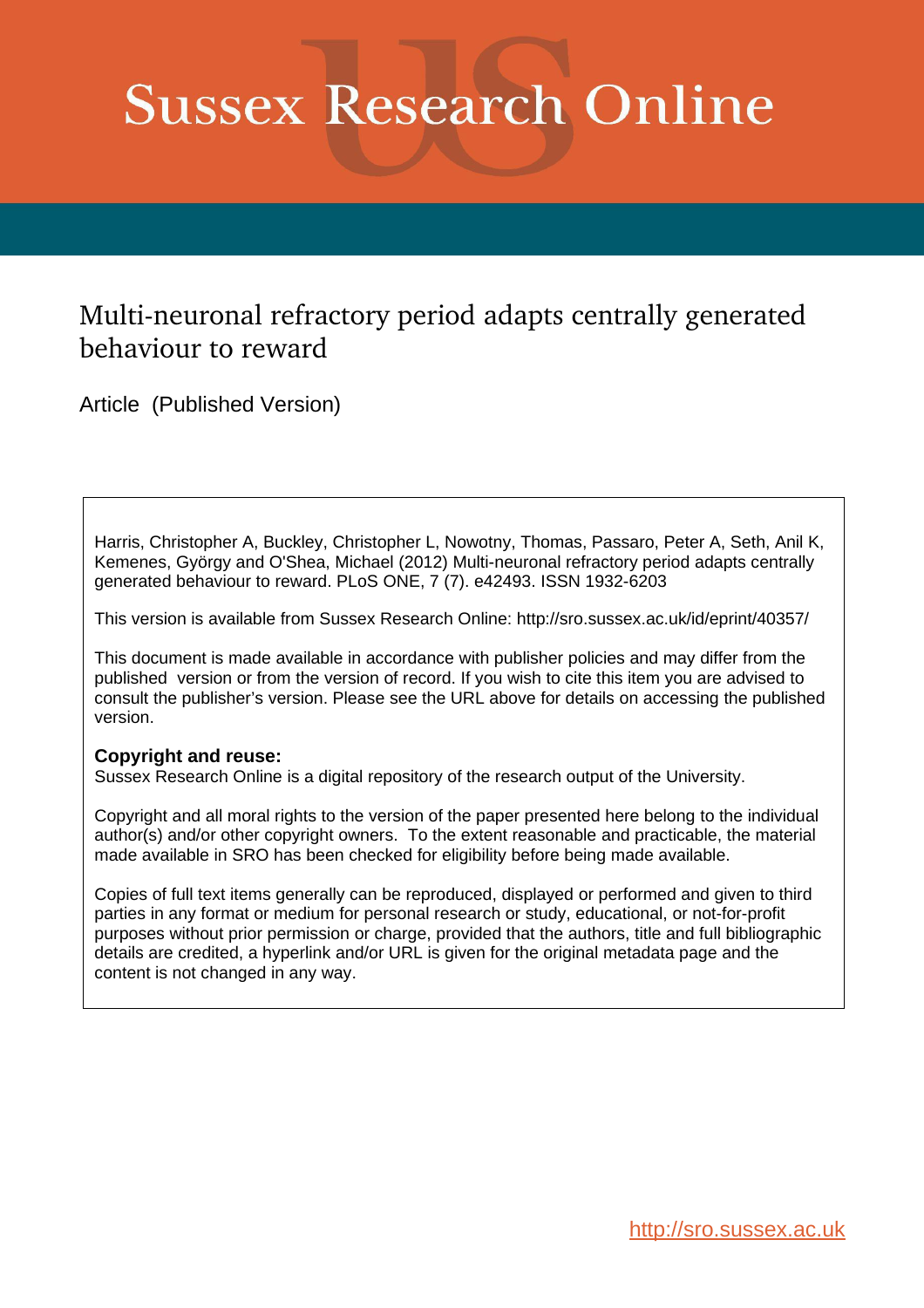# Sussex Research Online

## Multi-neuronal refractory period adapts centrally generated behaviour to reward

Article (Published Version)

Harris, Christopher A, Buckley, Christopher L, Nowotny, Thomas, Passaro, Peter A, Seth, Anil K, Kemenes, György and O'Shea, Michael (2012) Multi-neuronal refractory period adapts centrally generated behaviour to reward. PLoS ONE, 7 (7). e42493. ISSN 1932-6203

This version is available from Sussex Research Online: http://sro.sussex.ac.uk/id/eprint/40357/

This document is made available in accordance with publisher policies and may differ from the published version or from the version of record. If you wish to cite this item you are advised to consult the publisher's version. Please see the URL above for details on accessing the published version.

**Copyright and reuse:**
Sussex Research Online is a digital repository of the research output of the University.

Copyright and all moral rights to the version of the paper presented here belong to the individual author(s) and/or other copyright owners. To the extent reasonable and practicable, the material made available in SRO has been checked for eligibility before being made available.

Copies of full text items generally can be reproduced, displayed or performed and given to third parties in any format or medium for personal research or study, educational, or not-for-profit purposes without prior permission or charge, provided that the authors, title and full bibliographic details are credited, a hyperlink and/or URL is given for the original metadata page and the content is not changed in any way.

http://sro.sussex.ac.uk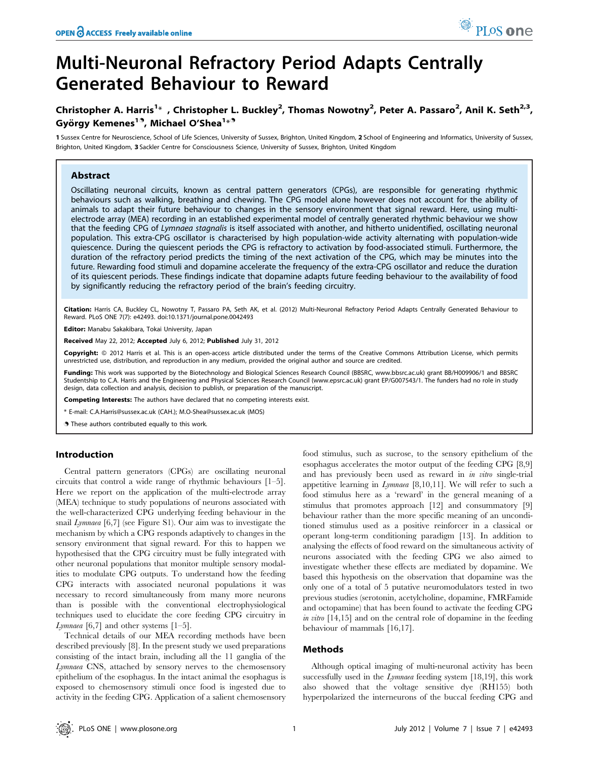# Multi-Neuronal Refractory Period Adapts Centrally Generated Behaviour to Reward

**Christopher A. Harris[1]\*, Christopher L. Buckley[2], Thomas Nowotny[2], Peter A. Passaro[2], Anil K. Seth[2,3], György Kemenes[1¶], Michael O'Shea[1\*¶]**

1 Sussex Centre for Neuroscience, School of Life Sciences, University of Sussex, Brighton, United Kingdom, 2 School of Engineering and Informatics, University of Sussex, Brighton, United Kingdom, 3 Sackler Centre for Consciousness Science, University of Sussex, Brighton, United Kingdom

## Abstract

Oscillating neuronal circuits, known as central pattern generators (CPGs), are responsible for generating rhythmic behaviours such as walking, breathing and chewing. The CPG model alone however does not account for the ability of animals to adapt their future behaviour to changes in the sensory environment that signal reward. Here, using multi-electrode array (MEA) recording in an established experimental model of centrally generated rhythmic behaviour we show that the feeding CPG of *Lymnaea stagnalis* is itself associated with another, and hitherto unidentified, oscillating neuronal population. This extra-CPG oscillator is characterised by high population-wide activity alternating with population-wide quiescence. During the quiescent periods the CPG is refractory to activation by food-associated stimuli. Furthermore, the duration of the refractory period predicts the timing of the next activation of the CPG, which may be minutes into the future. Rewarding food stimuli and dopamine accelerate the frequency of the extra-CPG oscillator and reduce the duration of its quiescent periods. These findings indicate that dopamine adapts future feeding behaviour to the availability of food by significantly reducing the refractory period of the brain's feeding circuitry.

**Citation:** Harris CA, Buckley CL, Nowotny T, Passaro PA, Seth AK, et al. (2012) Multi-Neuronal Refractory Period Adapts Centrally Generated Behaviour to Reward. PLoS ONE 7(7): e42493. doi:10.1371/journal.pone.0042493

**Editor:** Manabu Sakakibara, Tokai University, Japan

**Received** May 22, 2012; **Accepted** July 6, 2012; **Published** July 31, 2012

**Copyright:** © 2012 Harris et al. This is an open-access article distributed under the terms of the Creative Commons Attribution License, which permits unrestricted use, distribution, and reproduction in any medium, provided the original author and source are credited.

**Funding:** This work was supported by the Biotechnology and Biological Sciences Research Council (BBSRC, www.bbsrc.ac.uk) grant BB/H009906/1 and BBSRC Studentship to C.A. Harris and the Engineering and Physical Sciences Research Council (www.epsrc.ac.uk) grant EP/G007543/1. The funders had no role in study design, data collection and analysis, decision to publish, or preparation of the manuscript.

**Competing Interests:** The authors have declared that no competing interests exist.

\* E-mail: C.A.Harris@sussex.ac.uk (CAH.); M.O-Shea@sussex.ac.uk (MOS)

¶ These authors contributed equally to this work.

## Introduction

Central pattern generators (CPGs) are oscillating neuronal circuits that control a wide range of rhythmic behaviours [1–5]. Here we report on the application of the multi-electrode array (MEA) technique to study populations of neurons associated with the well-characterized CPG underlying feeding behaviour in the snail *Lymnaea* [6,7] (see Figure S1). Our aim was to investigate the mechanism by which a CPG responds adaptively to changes in the sensory environment that signal reward. For this to happen we hypothesised that the CPG circuitry must be fully integrated with other neuronal populations that monitor multiple sensory modalities to modulate CPG outputs. To understand how the feeding CPG interacts with associated neuronal populations it was necessary to record simultaneously from many more neurons than is possible with the conventional electrophysiological techniques used to elucidate the core feeding CPG circuitry in *Lymnaea* [6,7] and other systems [1–5].

Technical details of our MEA recording methods have been described previously [8]. In the present study we used preparations consisting of the intact brain, including all the 11 ganglia of the *Lymnaea* CNS, attached by sensory nerves to the chemosensory epithelium of the esophagus. In the intact animal the esophagus is exposed to chemosensory stimuli once food is ingested due to activity in the feeding CPG. Application of a salient chemosensory food stimulus, such as sucrose, to the sensory epithelium of the esophagus accelerates the motor output of the feeding CPG [8,9] and has previously been used as reward in *in vitro* single-trial appetitive learning in *Lymnaea* [8,10,11]. We will refer to such a food stimulus here as a 'reward' in the general meaning of a stimulus that promotes approach [12] and consummatory [9] behaviour rather than the more specific meaning of an unconditioned stimulus used as a positive reinforcer in a classical or operant long-term conditioning paradigm [13]. In addition to analysing the effects of food reward on the simultaneous activity of neurons associated with the feeding CPG we also aimed to investigate whether these effects are mediated by dopamine. We based this hypothesis on the observation that dopamine was the only one of a total of 5 putative neuromodulators tested in two previous studies (serotonin, acetylcholine, dopamine, FMRFamide and octopamine) that has been found to activate the feeding CPG *in vitro* [14,15] and on the central role of dopamine in the feeding behaviour of mammals [16,17].

## Methods

Although optical imaging of multi-neuronal activity has been successfully used in the *Lymnaea* feeding system [18,19], this work also showed that the voltage sensitive dye (RH155) both hyperpolarized the interneurons of the buccal feeding CPG and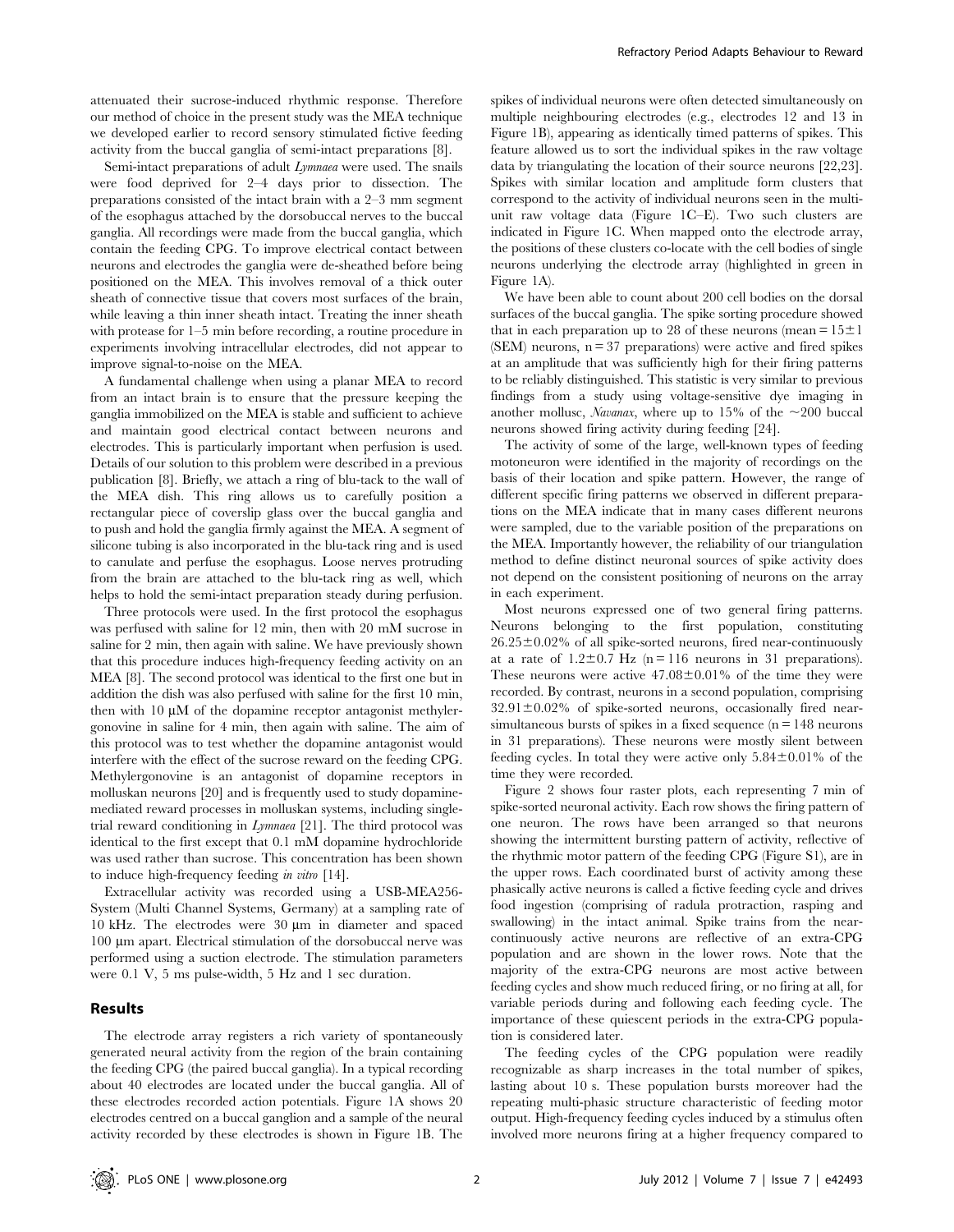attenuated their sucrose-induced rhythmic response. Therefore our method of choice in the present study was the MEA technique we developed earlier to record sensory stimulated fictive feeding activity from the buccal ganglia of semi-intact preparations [8].

Semi-intact preparations of adult *Lymnaea* were used. The snails were food deprived for 2–4 days prior to dissection. The preparations consisted of the intact brain with a 2–3 mm segment of the esophagus attached by the dorsobuccal nerves to the buccal ganglia. All recordings were made from the buccal ganglia, which contain the feeding CPG. To improve electrical contact between neurons and electrodes the ganglia were de-sheathed before being positioned on the MEA. This involves removal of a thick outer sheath of connective tissue that covers most surfaces of the brain, while leaving a thin inner sheath intact. Treating the inner sheath with protease for 1–5 min before recording, a routine procedure in experiments involving intracellular electrodes, did not appear to improve signal-to-noise on the MEA.

A fundamental challenge when using a planar MEA to record from an intact brain is to ensure that the pressure keeping the ganglia immobilized on the MEA is stable and sufficient to achieve and maintain good electrical contact between neurons and electrodes. This is particularly important when perfusion is used. Details of our solution to this problem were described in a previous publication [8]. Briefly, we attach a ring of blu-tack to the wall of the MEA dish. This ring allows us to carefully position a rectangular piece of coverslip glass over the buccal ganglia and to push and hold the ganglia firmly against the MEA. A segment of silicone tubing is also incorporated in the blu-tack ring and is used to canulate and perfuse the esophagus. Loose nerves protruding from the brain are attached to the blu-tack ring as well, which helps to hold the semi-intact preparation steady during perfusion.

Three protocols were used. In the first protocol the esophagus was perfused with saline for 12 min, then with 20 mM sucrose in saline for 2 min, then again with saline. We have previously shown that this procedure induces high-frequency feeding activity on an MEA [8]. The second protocol was identical to the first one but in addition the dish was also perfused with saline for the first 10 min, then with 10 µM of the dopamine receptor antagonist methylergonovine in saline for 4 min, then again with saline. The aim of this protocol was to test whether the dopamine antagonist would interfere with the effect of the sucrose reward on the feeding CPG. Methylergonovine is an antagonist of dopamine receptors in molluskan neurons [20] and is frequently used to study dopamine-mediated reward processes in molluskan systems, including single-trial reward conditioning in *Lymnaea* [21]. The third protocol was identical to the first except that 0.1 mM dopamine hydrochloride was used rather than sucrose. This concentration has been shown to induce high-frequency feeding *in vitro* [14].

Extracellular activity was recorded using a USB-MEA256-System (Multi Channel Systems, Germany) at a sampling rate of 10 kHz. The electrodes were 30 µm in diameter and spaced 100 µm apart. Electrical stimulation of the dorsobuccal nerve was performed using a suction electrode. The stimulation parameters were 0.1 V, 5 ms pulse-width, 5 Hz and 1 sec duration.

## Results

The electrode array registers a rich variety of spontaneously generated neural activity from the region of the brain containing the feeding CPG (the paired buccal ganglia). In a typical recording about 40 electrodes are located under the buccal ganglia. All of these electrodes recorded action potentials. Figure 1A shows 20 electrodes centred on a buccal ganglion and a sample of the neural activity recorded by these electrodes is shown in Figure 1B. The spikes of individual neurons were often detected simultaneously on multiple neighbouring electrodes (e.g., electrodes 12 and 13 in Figure 1B), appearing as identically timed patterns of spikes. This feature allowed us to sort the individual spikes in the raw voltage data by triangulating the location of their source neurons [22,23]. Spikes with similar location and amplitude form clusters that correspond to the activity of individual neurons seen in the multi-unit raw voltage data (Figure 1C–E). Two such clusters are indicated in Figure 1C. When mapped onto the electrode array, the positions of these clusters co-locate with the cell bodies of single neurons underlying the electrode array (highlighted in green in Figure 1A).

We have been able to count about 200 cell bodies on the dorsal surfaces of the buccal ganglia. The spike sorting procedure showed that in each preparation up to 28 of these neurons (mean = $15\pm1$ (SEM) neurons, n = 37 preparations) were active and fired spikes at an amplitude that was sufficiently high for their firing patterns to be reliably distinguished. This statistic is very similar to previous findings from a study using voltage-sensitive dye imaging in another mollusc, *Navanax*, where up to 15% of the ~200 buccal neurons showed firing activity during feeding [24].

The activity of some of the large, well-known types of feeding motoneuron were identified in the majority of recordings on the basis of their location and spike pattern. However, the range of different specific firing patterns we observed in different preparations on the MEA indicate that in many cases different neurons were sampled, due to the variable position of the preparations on the MEA. Importantly however, the reliability of our triangulation method to define distinct neuronal sources of spike activity does not depend on the consistent positioning of neurons on the array in each experiment.

Most neurons expressed one of two general firing patterns. Neurons belonging to the first population, constituting $26.25\pm0.02$% of all spike-sorted neurons, fired near-continuously at a rate of $1.2\pm0.7$ Hz (n = 116 neurons in 31 preparations). These neurons were active $47.08\pm0.01$% of the time they were recorded. By contrast, neurons in a second population, comprising $32.91\pm0.02$% of spike-sorted neurons, occasionally fired near-simultaneous bursts of spikes in a fixed sequence (n = 148 neurons in 31 preparations). These neurons were mostly silent between feeding cycles. In total they were active only $5.84\pm0.01$% of the time they were recorded.

Figure 2 shows four raster plots, each representing 7 min of spike-sorted neuronal activity. Each row shows the firing pattern of one neuron. The rows have been arranged so that neurons showing the intermittent bursting pattern of activity, reflective of the rhythmic motor pattern of the feeding CPG (Figure S1), are in the upper rows. Each coordinated burst of activity among these phasically active neurons is called a fictive feeding cycle and drives food ingestion (comprising of radula protraction, rasping and swallowing) in the intact animal. Spike trains from the near-continuously active neurons are reflective of an extra-CPG population and are shown in the lower rows. Note that the majority of the extra-CPG neurons are most active between feeding cycles and show much reduced firing, or no firing at all, for variable periods during and following each feeding cycle. The importance of these quiescent periods in the extra-CPG population is considered later.

The feeding cycles of the CPG population were readily recognizable as sharp increases in the total number of spikes, lasting about 10 s. These population bursts moreover had the repeating multi-phasic structure characteristic of feeding motor output. High-frequency feeding cycles induced by a stimulus often involved more neurons firing at a higher frequency compared to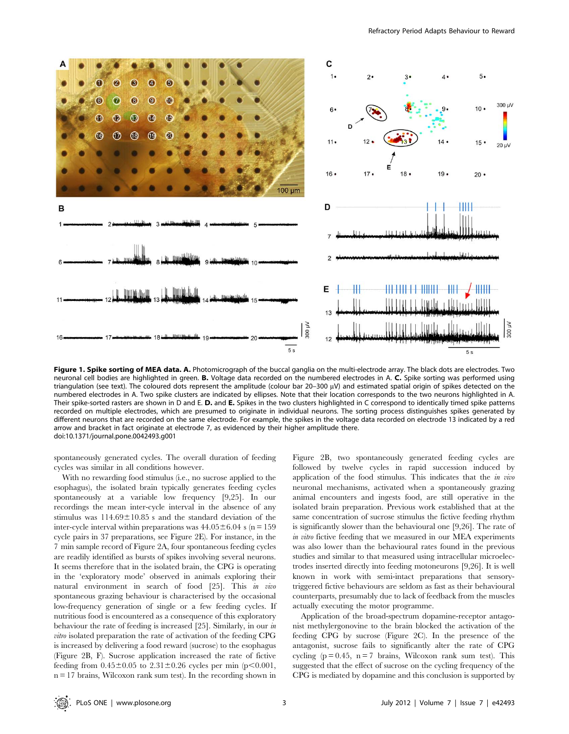**Figure 1. Spike sorting of MEA data. A.** Photomicrograph of the buccal ganglia on the multi-electrode array. The black dots are electrodes. Two neuronal cell bodies are highlighted in green. **B.** Voltage data recorded on the numbered electrodes in A. **C.** Spike sorting was performed using triangulation (see text). The coloured dots represent the amplitude (colour bar 20–300 μV) and estimated spatial origin of spikes detected on the numbered electrodes in A. Two spike clusters are indicated by ellipses. Note that their location corresponds to the two neurons highlighted in A. Their spike-sorted rasters are shown in D and E. **D.** and **E.** Spikes in the two clusters highlighted in C correspond to identically timed spike patterns recorded on multiple electrodes, which are presumed to originate in individual neurons. The sorting process distinguishes spikes generated by different neurons that are recorded on the same electrode. For example, the spikes in the voltage data recorded on electrode 13 indicated by a red arrow and bracket in fact originate at electrode 7, as evidenced by their higher amplitude there.
doi:10.1371/journal.pone.0042493.g001

spontaneously generated cycles. The overall duration of feeding cycles was similar in all conditions however.

With no rewarding food stimulus (i.e., no sucrose applied to the esophagus), the isolated brain typically generates feeding cycles spontaneously at a variable low frequency [9,25]. In our recordings the mean inter-cycle interval in the absence of any stimulus was 114.69±10.85 s and the standard deviation of the inter-cycle interval within preparations was 44.05±6.04 s (n = 159 cycle pairs in 37 preparations, see Figure 2E). For instance, in the 7 min sample record of Figure 2A, four spontaneous feeding cycles are readily identified as bursts of spikes involving several neurons. It seems therefore that in the isolated brain, the CPG is operating in the 'exploratory mode' observed in animals exploring their natural environment in search of food [25]. This *in vivo* spontaneous grazing behaviour is characterised by the occasional low-frequency generation of single or a few feeding cycles. If nutritious food is encountered as a consequence of this exploratory behaviour the rate of feeding is increased [25]. Similarly, in our *in vitro* isolated preparation the rate of activation of the feeding CPG is increased by delivering a food reward (sucrose) to the esophagus (Figure 2B, F). Sucrose application increased the rate of fictive feeding from 0.45±0.05 to 2.31±0.26 cycles per min ($p<0.001$, n = 17 brains, Wilcoxon rank sum test). In the recording shown in Figure 2B, two spontaneously generated feeding cycles are followed by twelve cycles in rapid succession induced by application of the food stimulus. This indicates that the *in vivo* neuronal mechanisms, activated when a spontaneously grazing animal encounters and ingests food, are still operative in the isolated brain preparation. Previous work established that at the same concentration of sucrose stimulus the fictive feeding rhythm is significantly slower than the behavioural one [9,26]. The rate of *in vitro* fictive feeding that we measured in our MEA experiments was also lower than the behavioural rates found in the previous studies and similar to that measured using intracellular microelectrodes inserted directly into feeding motoneurons [9,26]. It is well known in work with semi-intact preparations that sensory-triggered fictive behaviours are seldom as fast as their behavioural counterparts, presumably due to lack of feedback from the muscles actually executing the motor programme.

Application of the broad-spectrum dopamine-receptor antagonist methylergonovine to the brain blocked the activation of the feeding CPG by sucrose (Figure 2C). In the presence of the antagonist, sucrose fails to significantly alter the rate of CPG cycling ($p = 0.45$, n = 7 brains, Wilcoxon rank sum test). This suggested that the effect of sucrose on the cycling frequency of the CPG is mediated by dopamine and this conclusion is supported by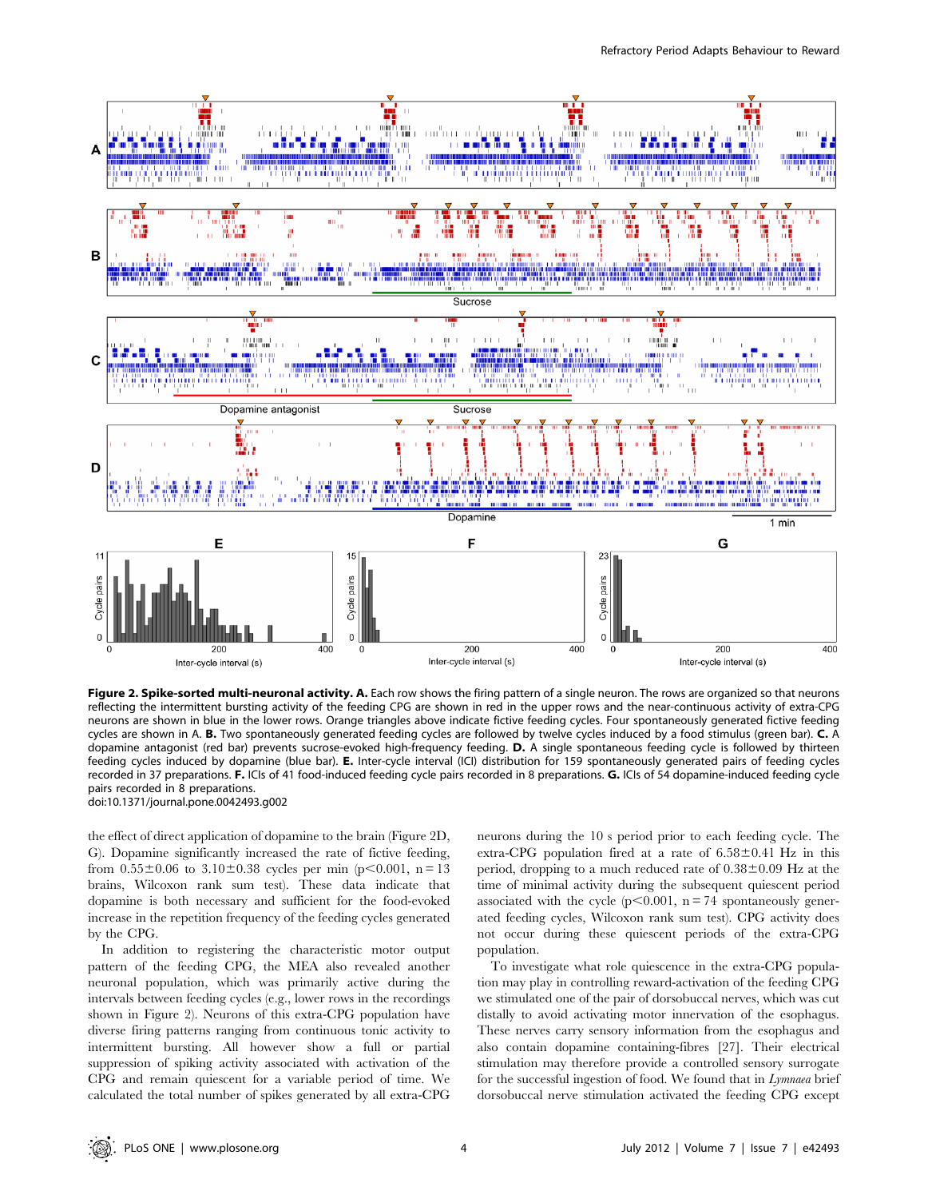**Figure 2. Spike-sorted multi-neuronal activity. A.** Each row shows the firing pattern of a single neuron. The rows are organized so that neurons reflecting the intermittent bursting activity of the feeding CPG are shown in red in the upper rows and the near-continuous activity of extra-CPG neurons are shown in blue in the lower rows. Orange triangles above indicate fictive feeding cycles. Four spontaneously generated fictive feeding cycles are shown in A. **B.** Two spontaneously generated feeding cycles are followed by twelve cycles induced by a food stimulus (green bar). **C.** A dopamine antagonist (red bar) prevents sucrose-evoked high-frequency feeding. **D.** A single spontaneous feeding cycle is followed by thirteen feeding cycles induced by dopamine (blue bar). **E.** Inter-cycle interval (ICI) distribution for 159 spontaneously generated pairs of feeding cycles recorded in 37 preparations. **F.** ICIs of 41 food-induced feeding cycle pairs recorded in 8 preparations. **G.** ICIs of 54 dopamine-induced feeding cycle pairs recorded in 8 preparations.
doi:10.1371/journal.pone.0042493.g002

the effect of direct application of dopamine to the brain (Figure 2D, G). Dopamine significantly increased the rate of fictive feeding, from $0.55 \pm 0.06$ to $3.10 \pm 0.38$ cycles per min ($p < 0.001$, $n = 13$ brains, Wilcoxon rank sum test). These data indicate that dopamine is both necessary and sufficient for the food-evoked increase in the repetition frequency of the feeding cycles generated by the CPG.

In addition to registering the characteristic motor output pattern of the feeding CPG, the MEA also revealed another neuronal population, which was primarily active during the intervals between feeding cycles (e.g., lower rows in the recordings shown in Figure 2). Neurons of this extra-CPG population have diverse firing patterns ranging from continuous tonic activity to intermittent bursting. All however show a full or partial suppression of spiking activity associated with activation of the CPG and remain quiescent for a variable period of time. We calculated the total number of spikes generated by all extra-CPG neurons during the 10 s period prior to each feeding cycle. The extra-CPG population fired at a rate of $6.58 \pm 0.41$ Hz in this period, dropping to a much reduced rate of $0.38 \pm 0.09$ Hz at the time of minimal activity during the subsequent quiescent period associated with the cycle ($p < 0.001$, $n = 74$ spontaneously generated feeding cycles, Wilcoxon rank sum test). CPG activity does not occur during these quiescent periods of the extra-CPG population.

To investigate what role quiescence in the extra-CPG population may play in controlling reward-activation of the feeding CPG we stimulated one of the pair of dorsobuccal nerves, which was cut distally to avoid activating motor innervation of the esophagus. These nerves carry sensory information from the esophagus and also contain dopamine containing-fibres [27]. Their electrical stimulation may therefore provide a controlled sensory surrogate for the successful ingestion of food. We found that in *Lymnaea* brief dorsobuccal nerve stimulation activated the feeding CPG except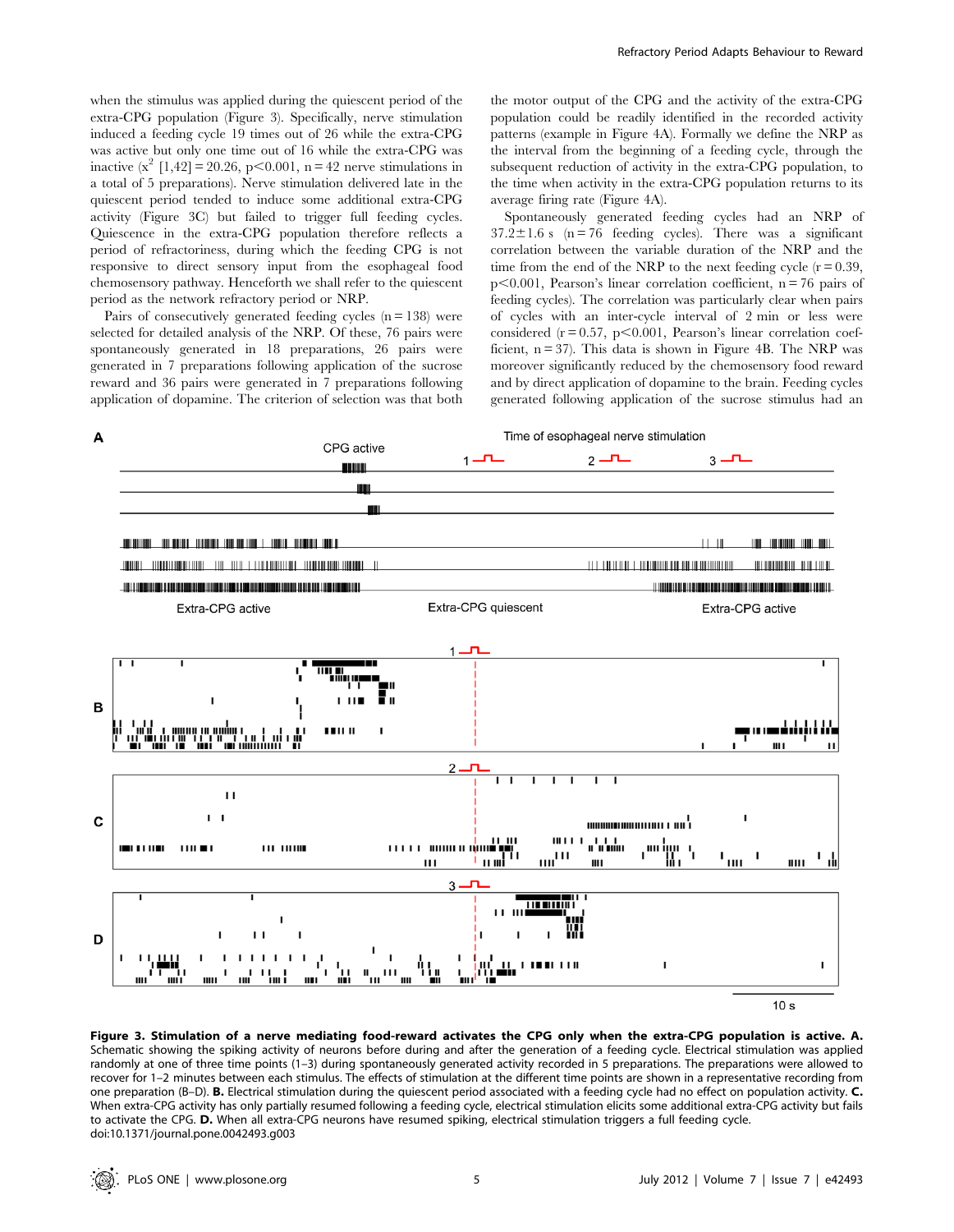when the stimulus was applied during the quiescent period of the extra-CPG population (Figure 3). Specifically, nerve stimulation induced a feeding cycle 19 times out of 26 while the extra-CPG was active but only one time out of 16 while the extra-CPG was inactive ($x^2$ [1,42] = 20.26, $p<0.001$, n = 42 nerve stimulations in a total of 5 preparations). Nerve stimulation delivered late in the quiescent period tended to induce some additional extra-CPG activity (Figure 3C) but failed to trigger full feeding cycles. Quiescence in the extra-CPG population therefore reflects a period of refractoriness, during which the feeding CPG is not responsive to direct sensory input from the esophageal food chemosensory pathway. Henceforth we shall refer to the quiescent period as the network refractory period or NRP.

Pairs of consecutively generated feeding cycles (n = 138) were selected for detailed analysis of the NRP. Of these, 76 pairs were spontaneously generated in 18 preparations, 26 pairs were generated in 7 preparations following application of the sucrose reward and 36 pairs were generated in 7 preparations following application of dopamine. The criterion of selection was that both the motor output of the CPG and the activity of the extra-CPG population could be readily identified in the recorded activity patterns (example in Figure 4A). Formally we define the NRP as the interval from the beginning of a feeding cycle, through the subsequent reduction of activity in the extra-CPG population, to the time when activity in the extra-CPG population returns to its average firing rate (Figure 4A).

Spontaneously generated feeding cycles had an NRP of 37.2±1.6 s (n = 76 feeding cycles). There was a significant correlation between the variable duration of the NRP and the time from the end of the NRP to the next feeding cycle (r = 0.39, $p<0.001$, Pearson's linear correlation coefficient, n = 76 pairs of feeding cycles). The correlation was particularly clear when pairs of cycles with an inter-cycle interval of 2 min or less were considered (r = 0.57, $p<0.001$, Pearson's linear correlation coefficient, n = 37). This data is shown in Figure 4B. The NRP was moreover significantly reduced by the chemosensory food reward and by direct application of dopamine to the brain. Feeding cycles generated following application of the sucrose stimulus had an

**Figure 3. Stimulation of a nerve mediating food-reward activates the CPG only when the extra-CPG population is active. A.** Schematic showing the spiking activity of neurons before during and after the generation of a feeding cycle. Electrical stimulation was applied randomly at one of three time points (1–3) during spontaneously generated activity recorded in 5 preparations. The preparations were allowed to recover for 1–2 minutes between each stimulus. The effects of stimulation at the different time points are shown in a representative recording from one preparation (B–D). **B.** Electrical stimulation during the quiescent period associated with a feeding cycle had no effect on population activity. **C.** When extra-CPG activity has only partially resumed following a feeding cycle, electrical stimulation elicits some additional extra-CPG activity but fails to activate the CPG. **D.** When all extra-CPG neurons have resumed spiking, electrical stimulation triggers a full feeding cycle.
doi:10.1371/journal.pone.0042493.g003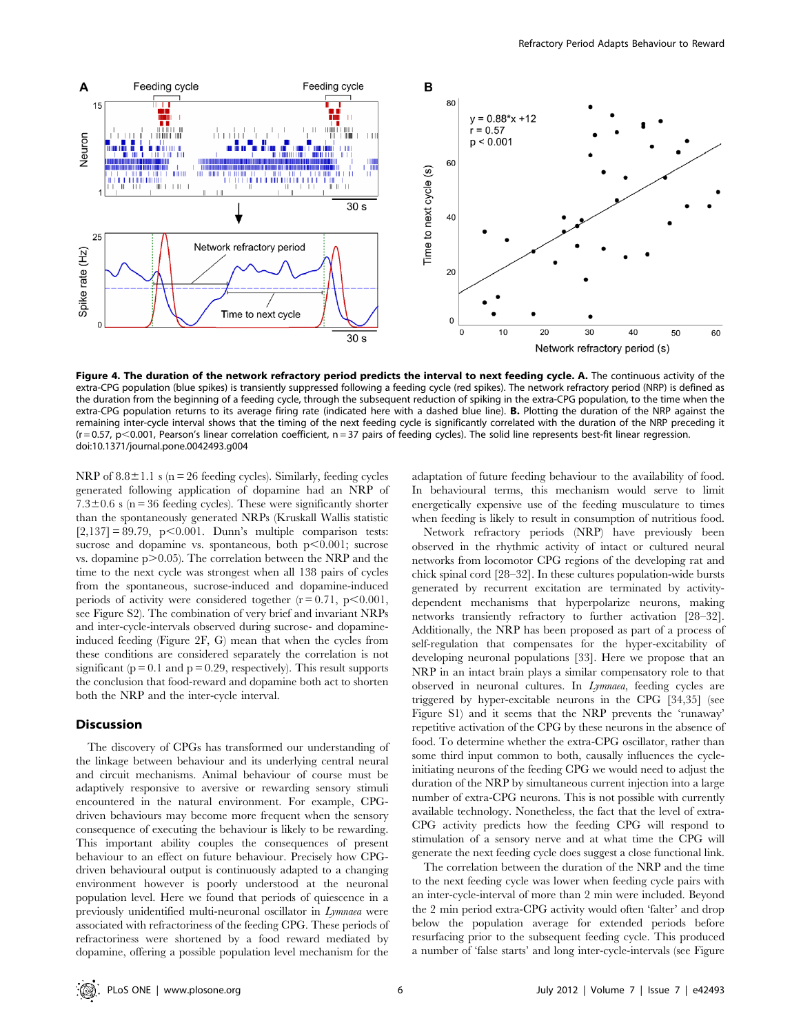**Figure 4. The duration of the network refractory period predicts the interval to next feeding cycle. A.** The continuous activity of the extra-CPG population (blue spikes) is transiently suppressed following a feeding cycle (red spikes). The network refractory period (NRP) is defined as the duration from the beginning of a feeding cycle, through the subsequent reduction of spiking in the extra-CPG population, to the time when the extra-CPG population returns to its average firing rate (indicated here with a dashed blue line). **B.** Plotting the duration of the NRP against the remaining inter-cycle interval shows that the timing of the next feeding cycle is significantly correlated with the duration of the NRP preceding it ($r = 0.57$, $p < 0.001$, Pearson's linear correlation coefficient, $n = 37$ pairs of feeding cycles). The solid line represents best-fit linear regression.
doi:10.1371/journal.pone.0042493.g004

NRP of 8.8±1.1 s ($n = 26$ feeding cycles). Similarly, feeding cycles generated following application of dopamine had an NRP of 7.3±0.6 s ($n = 36$ feeding cycles). These were significantly shorter than the spontaneously generated NRPs (Kruskall Wallis statistic $[2,137] = 89.79$, $p < 0.001$. Dunn's multiple comparison tests: sucrose and dopamine vs. spontaneous, both $p < 0.001$; sucrose vs. dopamine $p > 0.05$). The correlation between the NRP and the time to the next cycle was strongest when all 138 pairs of cycles from the spontaneous, sucrose-induced and dopamine-induced periods of activity were considered together ($r = 0.71$, $p < 0.001$, see Figure S2). The combination of very brief and invariant NRPs and inter-cycle-intervals observed during sucrose- and dopamine-induced feeding (Figure 2F, G) mean that when the cycles from these conditions are considered separately the correlation is not significant ($p = 0.1$ and $p = 0.29$, respectively). This result supports the conclusion that food-reward and dopamine both act to shorten both the NRP and the inter-cycle interval.

## Discussion

The discovery of CPGs has transformed our understanding of the linkage between behaviour and its underlying central neural and circuit mechanisms. Animal behaviour of course must be adaptively responsive to aversive or rewarding sensory stimuli encountered in the natural environment. For example, CPG-driven behaviours may become more frequent when the sensory consequence of executing the behaviour is likely to be rewarding. This important ability couples the consequences of present behaviour to an effect on future behaviour. Precisely how CPG-driven behavioural output is continuously adapted to a changing environment however is poorly understood at the neuronal population level. Here we found that periods of quiescence in a previously unidentified multi-neuronal oscillator in *Lymnaea* were associated with refractoriness of the feeding CPG. These periods of refractoriness were shortened by a food reward mediated by dopamine, offering a possible population level mechanism for the adaptation of future feeding behaviour to the availability of food. In behavioural terms, this mechanism would serve to limit energetically expensive use of the feeding musculature to times when feeding is likely to result in consumption of nutritious food.

Network refractory periods (NRP) have previously been observed in the rhythmic activity of intact or cultured neural networks from locomotor CPG regions of the developing rat and chick spinal cord [28–32]. In these cultures population-wide bursts generated by recurrent excitation are terminated by activity-dependent mechanisms that hyperpolarize neurons, making networks transiently refractory to further activation [28–32]. Additionally, the NRP has been proposed as part of a process of self-regulation that compensates for the hyper-excitability of developing neuronal populations [33]. Here we propose that an NRP in an intact brain plays a similar compensatory role to that observed in neuronal cultures. In *Lymnaea*, feeding cycles are triggered by hyper-excitable neurons in the CPG [34,35] (see Figure S1) and it seems that the NRP prevents the 'runaway' repetitive activation of the CPG by these neurons in the absence of food. To determine whether the extra-CPG oscillator, rather than some third input common to both, causally influences the cycle-initiating neurons of the feeding CPG we would need to adjust the duration of the NRP by simultaneous current injection into a large number of extra-CPG neurons. This is not possible with currently available technology. Nonetheless, the fact that the level of extra-CPG activity predicts how the feeding CPG will respond to stimulation of a sensory nerve and at what time the CPG will generate the next feeding cycle does suggest a close functional link.

The correlation between the duration of the NRP and the time to the next feeding cycle was lower when feeding cycle pairs with an inter-cycle-interval of more than 2 min were included. Beyond the 2 min period extra-CPG activity would often 'falter' and drop below the population average for extended periods before resurfacing prior to the subsequent feeding cycle. This produced a number of 'false starts' and long inter-cycle-intervals (see Figure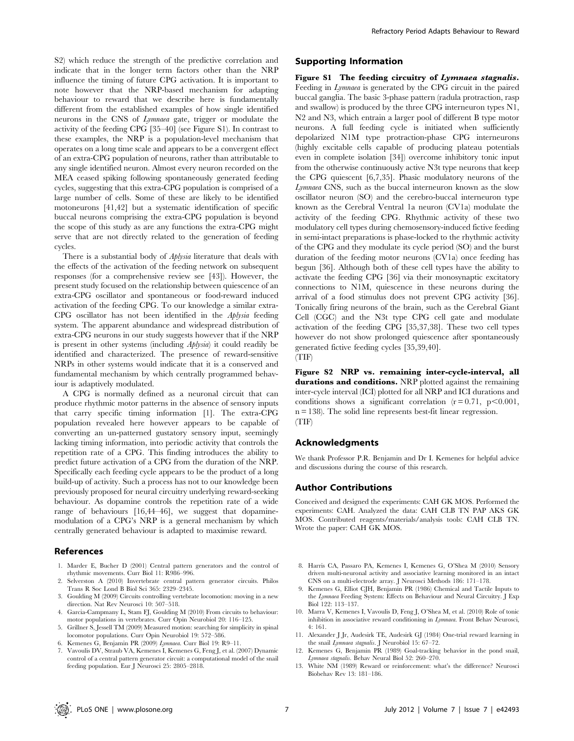S2) which reduce the strength of the predictive correlation and indicate that in the longer term factors other than the NRP influence the timing of future CPG activation. It is important to note however that the NRP-based mechanism for adapting behaviour to reward that we describe here is fundamentally different from the established examples of how single identified neurons in the CNS of *Lymnaea* gate, trigger or modulate the activity of the feeding CPG [35–40] (see Figure S1). In contrast to these examples, the NRP is a population-level mechanism that operates on a long time scale and appears to be a convergent effect of an extra-CPG population of neurons, rather than attributable to any single identified neuron. Almost every neuron recorded on the MEA ceased spiking following spontaneously generated feeding cycles, suggesting that this extra-CPG population is comprised of a large number of cells. Some of these are likely to be identified motoneurons [41,42] but a systematic identification of specific buccal neurons comprising the extra-CPG population is beyond the scope of this study as are any functions the extra-CPG might serve that are not directly related to the generation of feeding cycles.

There is a substantial body of *Aplysia* literature that deals with the effects of the activation of the feeding network on subsequent responses (for a comprehensive review see [43]). However, the present study focused on the relationship between quiescence of an extra-CPG oscillator and spontaneous or food-reward induced activation of the feeding CPG. To our knowledge a similar extra-CPG oscillator has not been identified in the *Aplysia* feeding system. The apparent abundance and widespread distribution of extra-CPG neurons in our study suggests however that if the NRP is present in other systems (including *Aplysia*) it could readily be identified and characterized. The presence of reward-sensitive NRPs in other systems would indicate that it is a conserved and fundamental mechanism by which centrally programmed behaviour is adaptively modulated.

A CPG is normally defined as a neuronal circuit that can produce rhythmic motor patterns in the absence of sensory inputs that carry specific timing information [1]. The extra-CPG population revealed here however appears to be capable of converting an un-patterned gustatory sensory input, seemingly lacking timing information, into periodic activity that controls the repetition rate of a CPG. This finding introduces the ability to predict future activation of a CPG from the duration of the NRP. Specifically each feeding cycle appears to be the product of a long build-up of activity. Such a process has not to our knowledge been previously proposed for neural circuitry underlying reward-seeking behaviour. As dopamine controls the repetition rate of a wide range of behaviours [16,44–46], we suggest that dopamine-modulation of a CPG's NRP is a general mechanism by which centrally generated behaviour is adapted to maximise reward.

## Supporting Information

**Figure S1 The feeding circuitry of *Lymnaea stagnalis*.** Feeding in *Lymnaea* is generated by the CPG circuit in the paired buccal ganglia. The basic 3-phase pattern (radula protraction, rasp and swallow) is produced by the three CPG interneuron types N1, N2 and N3, which entrain a larger pool of different B type motor neurons. A full feeding cycle is initiated when sufficiently depolarized N1M type protraction-phase CPG interneurons (highly excitable cells capable of producing plateau potentials even in complete isolation [34]) overcome inhibitory tonic input from the otherwise continuously active N3t type neurons that keep the CPG quiescent [6,7,35]. Phasic modulatory neurons of the *Lymnaea* CNS, such as the buccal interneuron known as the slow oscillator neuron (SO) and the cerebro-buccal interneuron type known as the Cerebral Ventral 1a neuron (CV1a) modulate the activity of the feeding CPG. Rhythmic activity of these two modulatory cell types during chemosensory-induced fictive feeding in semi-intact preparations is phase-locked to the rhythmic activity of the CPG and they modulate its cycle period (SO) and the burst duration of the feeding motor neurons (CV1a) once feeding has begun [36]. Although both of these cell types have the ability to activate the feeding CPG [36] via their monosynaptic excitatory connections to N1M, quiescence in these neurons during the arrival of a food stimulus does not prevent CPG activity [36]. Tonically firing neurons of the brain, such as the Cerebral Giant Cell (CGC) and the N3t type CPG cell gate and modulate activation of the feeding CPG [35,37,38]. These two cell types however do not show prolonged quiescence after spontaneously generated fictive feeding cycles [35,39,40].
(TIF)

**Figure S2 NRP vs. remaining inter-cycle-interval, all durations and conditions.** NRP plotted against the remaining inter-cycle interval (ICI) plotted for all NRP and ICI durations and conditions shows a significant correlation ($r = 0.71$, $p < 0.001$, $n = 138$). The solid line represents best-fit linear regression.
(TIF)

## Acknowledgments

We thank Professor P.R. Benjamin and Dr I. Kemenes for helpful advice and discussions during the course of this research.

## Author Contributions

Conceived and designed the experiments: CAH GK MOS. Performed the experiments: CAH. Analyzed the data: CAH CLB TN PAP AKS GK MOS. Contributed reagents/materials/analysis tools: CAH CLB TN. Wrote the paper: CAH GK MOS.

## References

1. Marder E, Bucher D (2001) Central pattern generators and the control of rhythmic movements. Curr Biol 11: R986–996.
2. Selverston A (2010) Invertebrate central pattern generator circuits. Philos Trans R Soc Lond B Biol Sci 365: 2329–2345.
3. Goulding M (2009) Circuits controlling vertebrate locomotion: moving in a new direction. Nat Rev Neurosci 10: 507–518.
4. Garcia-Campmany L, Stam FJ, Goulding M (2010) From circuits to behaviour: motor populations in vertebrates. Curr Opin Neurobiol 20: 116–125.
5. Grillner S, Jessell TM (2009) Measured motion: searching for simplicity in spinal locomotor populations. Curr Opin Neurobiol 19: 572–586.
6. Kemenes G, Benjamin PR (2009) *Lymnaea*. Curr Biol 19: R9–11.
7. Vavoulis DV, Straub VA, Kemenes I, Kemenes G, Feng J, et al. (2007) Dynamic control of a central pattern generator circuit: a computational model of the snail feeding population. Eur J Neurosci 25: 2805–2818.
8. Harris CA, Passaro PA, Kemenes I, Kemenes G, O'Shea M (2010) Sensory driven multi-neuronal activity and associative learning monitored in an intact CNS on a multi-electrode array. J Neurosci Methods 186: 171–178.
9. Kemenes G, Elliot CJH, Benjamin PR (1986) Chemical and Tactile Inputs to the *Lymnaea* Feeding System: Effects on Behaviour and Neural Circuitry. J Exp Biol 122: 113–137.
10. Marra V, Kemenes I, Vavoulis D, Feng J, O'Shea M, et al. (2010) Role of tonic inhibition in associative reward conditioning in *Lymnaea*. Front Behav Neurosci, 4: 161.
11. Alexander J Jr, Audesirk TE, Audesirk GJ (1984) One-trial reward learning in the snail *Lymnaea stagnalis*. J Neurobiol 15: 67–72.
12. Kemenes G, Benjamin PR (1989) Goal-tracking behavior in the pond snail, *Lymnaea stagnalis*. Behav Neural Biol 52: 260–270.
13. White NM (1989) Reward or reinforcement: what's the difference? Neurosci Biobehav Rev 13: 181–186.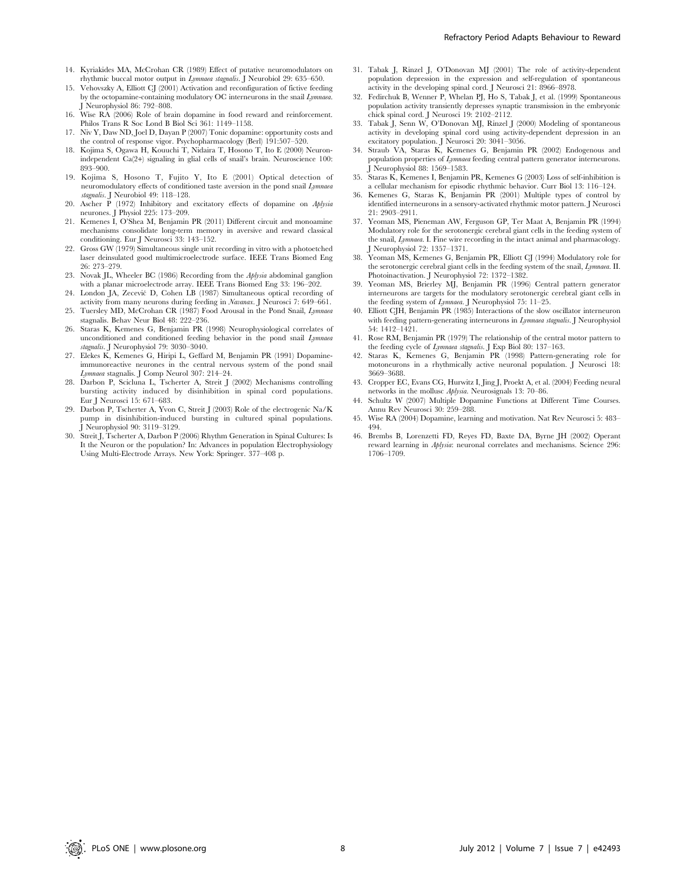14. Kyriakides MA, McCrohan CR (1989) Effect of putative neuromodulators on rhythmic buccal motor output in *Lymnaea stagnalis*. J Neurobiol 29: 635–650.
15. Vehovszky A, Elliott CJ (2001) Activation and reconfiguration of fictive feeding by the octopamine-containing modulatory OC interneurons in the snail *Lymnaea*. J Neurophysiol 86: 792–808.
16. Wise RA (2006) Role of brain dopamine in food reward and reinforcement. Philos Trans R Soc Lond B Biol Sci 361: 1149–1158.
17. Niv Y, Daw ND, Joel D, Dayan P (2007) Tonic dopamine: opportunity costs and the control of response vigor. Psychopharmacology (Berl) 191:507–520.
18. Kojima S, Ogawa H, Kouuchi T, Nidaira T, Hosono T, Ito E (2000) Neuron-independent Ca(2+) signaling in glial cells of snail's brain. Neuroscience 100: 893–900.
19. Kojima S, Hosono T, Fujito Y, Ito E (2001) Optical detection of neuromodulatory effects of conditioned taste aversion in the pond snail *Lymnaea stagnalis*. J Neurobiol 49: 118–128.
20. Ascher P (1972) Inhibitory and excitatory effects of dopamine on *Aplysia* neurones. J Physiol 225: 173–209.
21. Kemenes I, O'Shea M, Benjamin PR (2011) Different circuit and monoamine mechanisms consolidate long-term memory in aversive and reward classical conditioning. Eur J Neurosci 33: 143–152.
22. Gross GW (1979) Simultaneous single unit recording in vitro with a photoetched laser deinsulated good multimicroelectrode surface. IEEE Trans Biomed Eng 26: 273–279.
23. Novak JL, Wheeler BC (1986) Recording from the *Aplysia* abdominal ganglion with a planar microelectrode array. IEEE Trans Biomed Eng 33: 196–202.
24. London JA, Zecević D, Cohen LB (1987) Simultaneous optical recording of activity from many neurons during feeding in *Navanax*. J Neurosci 7: 649–661.
25. Tuersley MD, McCrohan CR (1987) Food Arousal in the Pond Snail, *Lymnaea* stagnalis. Behav Neur Biol 48: 222–236.
26. Staras K, Kemenes G, Benjamin PR (1998) Neurophysiological correlates of unconditioned and conditioned feeding behavior in the pond snail *Lymnaea stagnalis*. J Neurophysiol 79: 3030–3040.
27. Elekes K, Kemenes G, Hiripi L, Geffard M, Benjamin PR (1991) Dopamine-immunoreactive neurones in the central nervous system of the pond snail *Lymnaea* stagnalis. J Comp Neurol 307: 214–24.
28. Darbon P, Scicluna L, Tscherter A, Streit J (2002) Mechanisms controlling bursting activity induced by disinhibition in spinal cord populations. Eur J Neurosci 15: 671–683.
29. Darbon P, Tscherter A, Yvon C, Streit J (2003) Role of the electrogenic Na/K pump in disinhibition-induced bursting in cultured spinal populations. J Neurophysiol 90: 3119–3129.
30. Streit J, Tscherter A, Darbon P (2006) Rhythm Generation in Spinal Cultures: Is It the Neuron or the population? In: Advances in population Electrophysiology Using Multi-Electrode Arrays. New York: Springer. 377–408 p.
31. Tabak J, Rinzel J, O'Donovan MJ (2001) The role of activity-dependent population depression in the expression and self-regulation of spontaneous activity in the developing spinal cord. J Neurosci 21: 8966–8978.
32. Fedirchuk B, Wenner P, Whelan PJ, Ho S, Tabak J, et al. (1999) Spontaneous population activity transiently depresses synaptic transmission in the embryonic chick spinal cord. J Neurosci 19: 2102–2112.
33. Tabak J, Senn W, O'Donovan MJ, Rinzel J (2000) Modeling of spontaneous activity in developing spinal cord using activity-dependent depression in an excitatory population. J Neurosci 20: 3041–3056.
34. Straub VA, Staras K, Kemenes G, Benjamin PR (2002) Endogenous and population properties of *Lymnaea* feeding central pattern generator interneurons. J Neurophysiol 88: 1569–1583.
35. Staras K, Kemenes I, Benjamin PR, Kemenes G (2003) Loss of self-inhibition is a cellular mechanism for episodic rhythmic behavior. Curr Biol 13: 116–124.
36. Kemenes G, Staras K, Benjamin PR (2001) Multiple types of control by identified interneurons in a sensory-activated rhythmic motor pattern. J Neurosci 21: 2903–2911.
37. Yeoman MS, Pieneman AW, Ferguson GP, Ter Maat A, Benjamin PR (1994) Modulatory role for the serotonergic cerebral giant cells in the feeding system of the snail, *Lymnaea*. I. Fine wire recording in the intact animal and pharmacology. J Neurophysiol 72: 1357–1371.
38. Yeoman MS, Kemenes G, Benjamin PR, Elliott CJ (1994) Modulatory role for the serotonergic cerebral giant cells in the feeding system of the snail, *Lymnaea*. II. Photoinactivation. J Neurophysiol 72: 1372–1382.
39. Yeoman MS, Brierley MJ, Benjamin PR (1996) Central pattern generator interneurons are targets for the modulatory serotonergic cerebral giant cells in the feeding system of *Lymnaea*. J Neurophysiol 75: 11–25.
40. Elliott CJH, Benjamin PR (1985) Interactions of the slow oscillator interneuron with feeding pattern-generating interneurons in *Lymnaea stagnalis*. J Neurophysiol 54: 1412–1421.
41. Rose RM, Benjamin PR (1979) The relationship of the central motor pattern to the feeding cycle of *Lymnaea stagnalis*. J Exp Biol 80: 137–163.
42. Staras K, Kemenes G, Benjamin PR (1998) Pattern-generating role for motoneurons in a rhythmically active neuronal population. J Neurosci 18: 3669–3688.
43. Cropper EC, Evans CG, Hurwitz I, Jing J, Proekt A, et al. (2004) Feeding neural networks in the mollusc *Aplysia*. Neurosignals 13: 70–86.
44. Schultz W (2007) Multiple Dopamine Functions at Different Time Courses. Annu Rev Neurosci 30: 259–288.
45. Wise RA (2004) Dopamine, learning and motivation. Nat Rev Neurosci 5: 483–494.
46. Brembs B, Lorenzetti FD, Reyes FD, Baxte DA, Byrne JH (2002) Operant reward learning in *Aplysia*: neuronal correlates and mechanisms. Science 296: 1706–1709.